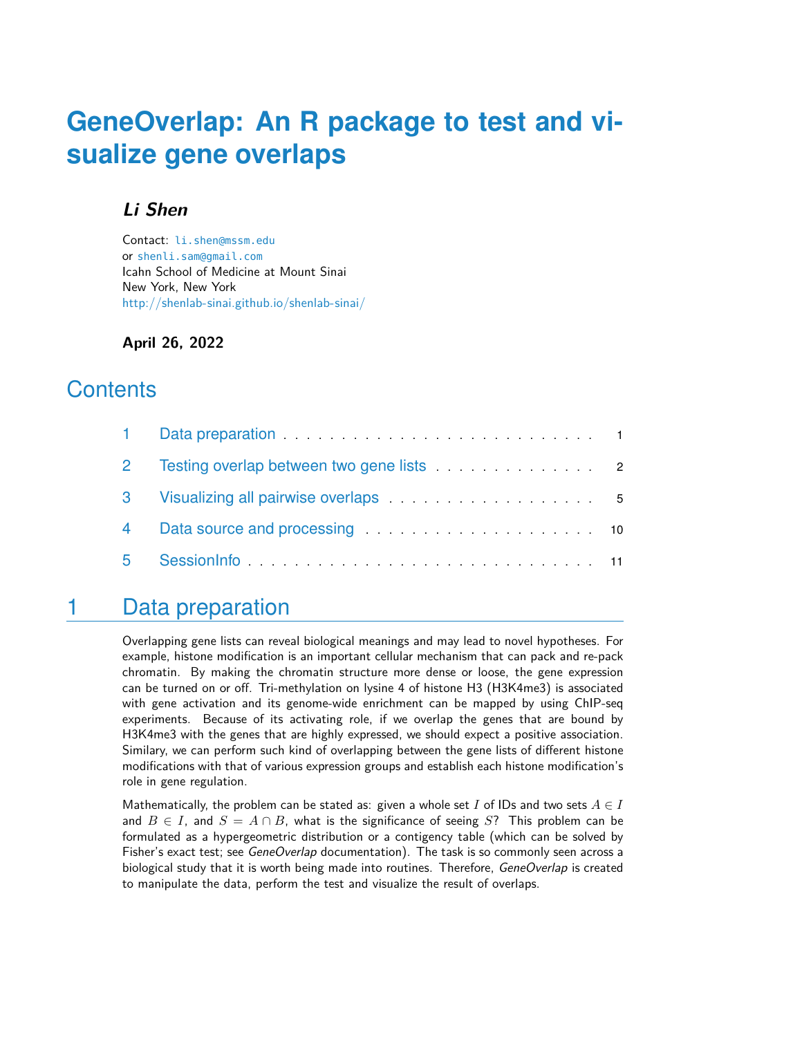# GeneOverlap: An R package to test and visualize gene overlaps

***Li Shen***

Contact: li.shen@mssm.edu
or shenli.sam@gmail.com
Icahn School of Medicine at Mount Sinai
New York, New York
http://shenlab-sinai.github.io/shenlab-sinai/

**April 26, 2022**

## Contents

1 Data preparation . . . 1

2 Testing overlap between two gene lists . . . 2

3 Visualizing all pairwise overlaps . . . 5

4 Data source and processing . . . 10

5 SessionInfo . . . 11

## 1 Data preparation

Overlapping gene lists can reveal biological meanings and may lead to novel hypotheses. For example, histone modification is an important cellular mechanism that can pack and re-pack chromatin. By making the chromatin structure more dense or loose, the gene expression can be turned on or off. Tri-methylation on lysine 4 of histone H3 (H3K4me3) is associated with gene activation and its genome-wide enrichment can be mapped by using ChIP-seq experiments. Because of its activating role, if we overlap the genes that are bound by H3K4me3 with the genes that are highly expressed, we should expect a positive association. Similary, we can perform such kind of overlapping between the gene lists of different histone modifications with that of various expression groups and establish each histone modification's role in gene regulation.

Mathematically, the problem can be stated as: given a whole set $I$ of IDs and two sets $A \in I$ and $B \in I$, and $S = A \cap B$, what is the significance of seeing $S$? This problem can be formulated as a hypergeometric distribution or a contigency table (which can be solved by Fisher's exact test; see *GeneOverlap* documentation). The task is so commonly seen across a biological study that it is worth being made into routines. Therefore, *GeneOverlap* is created to manipulate the data, perform the test and visualize the result of overlaps.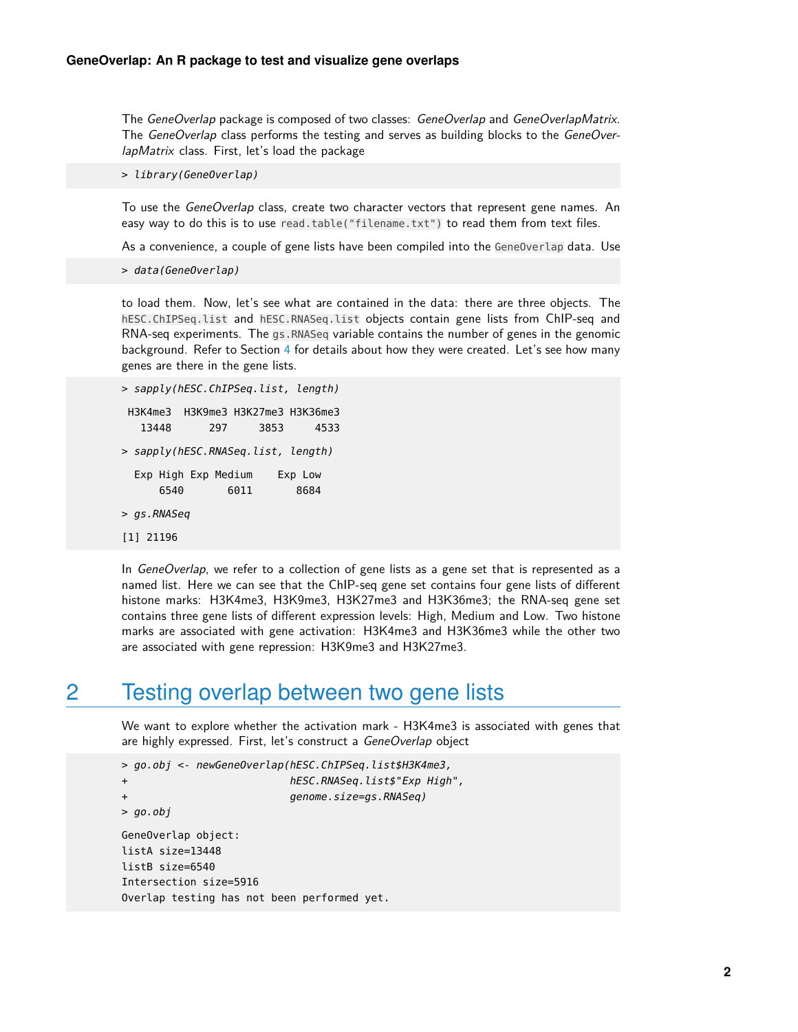The *GeneOverlap* package is composed of two classes: *GeneOverlap* and *GeneOverlapMatrix*. The *GeneOverlap* class performs the testing and serves as building blocks to the *GeneOverlapMatrix* class. First, let's load the package

```
> library(GeneOverlap)
```

To use the *GeneOverlap* class, create two character vectors that represent gene names. An easy way to do this is to use `read.table("filename.txt")` to read them from text files.

As a convenience, a couple of gene lists have been compiled into the `GeneOverlap` data. Use

```
> data(GeneOverlap)
```

to load them. Now, let's see what are contained in the data: there are three objects. The `hESC.ChIPSeq.list` and `hESC.RNASeq.list` objects contain gene lists from ChIP-seq and RNA-seq experiments. The `gs.RNASeq` variable contains the number of genes in the genomic background. Refer to Section 4 for details about how they were created. Let's see how many genes are there in the gene lists.

```
> sapply(hESC.ChIPSeq.list, length)

 H3K4me3  H3K9me3 H3K27me3 H3K36me3 
   13448      297     3853     4533 

> sapply(hESC.RNASeq.list, length)

  Exp High Exp Medium    Exp Low 
      6540       6011       8684 

> gs.RNASeq

[1] 21196
```

In *GeneOverlap*, we refer to a collection of gene lists as a gene set that is represented as a named list. Here we can see that the ChIP-seq gene set contains four gene lists of different histone marks: H3K4me3, H3K9me3, H3K27me3 and H3K36me3; the RNA-seq gene set contains three gene lists of different expression levels: High, Medium and Low. Two histone marks are associated with gene activation: H3K4me3 and H3K36me3 while the other two are associated with gene repression: H3K9me3 and H3K27me3.

# 2 Testing overlap between two gene lists

We want to explore whether the activation mark - H3K4me3 is associated with genes that are highly expressed. First, let's construct a *GeneOverlap* object

```
> go.obj <- newGeneOverlap(hESC.ChIPSeq.list$H3K4me3,
+                          hESC.RNASeq.list$"Exp High",
+                          genome.size=gs.RNASeq)
> go.obj

GeneOverlap object:
listA size=13448
listB size=6540
Intersection size=5916
Overlap testing has not been performed yet.
```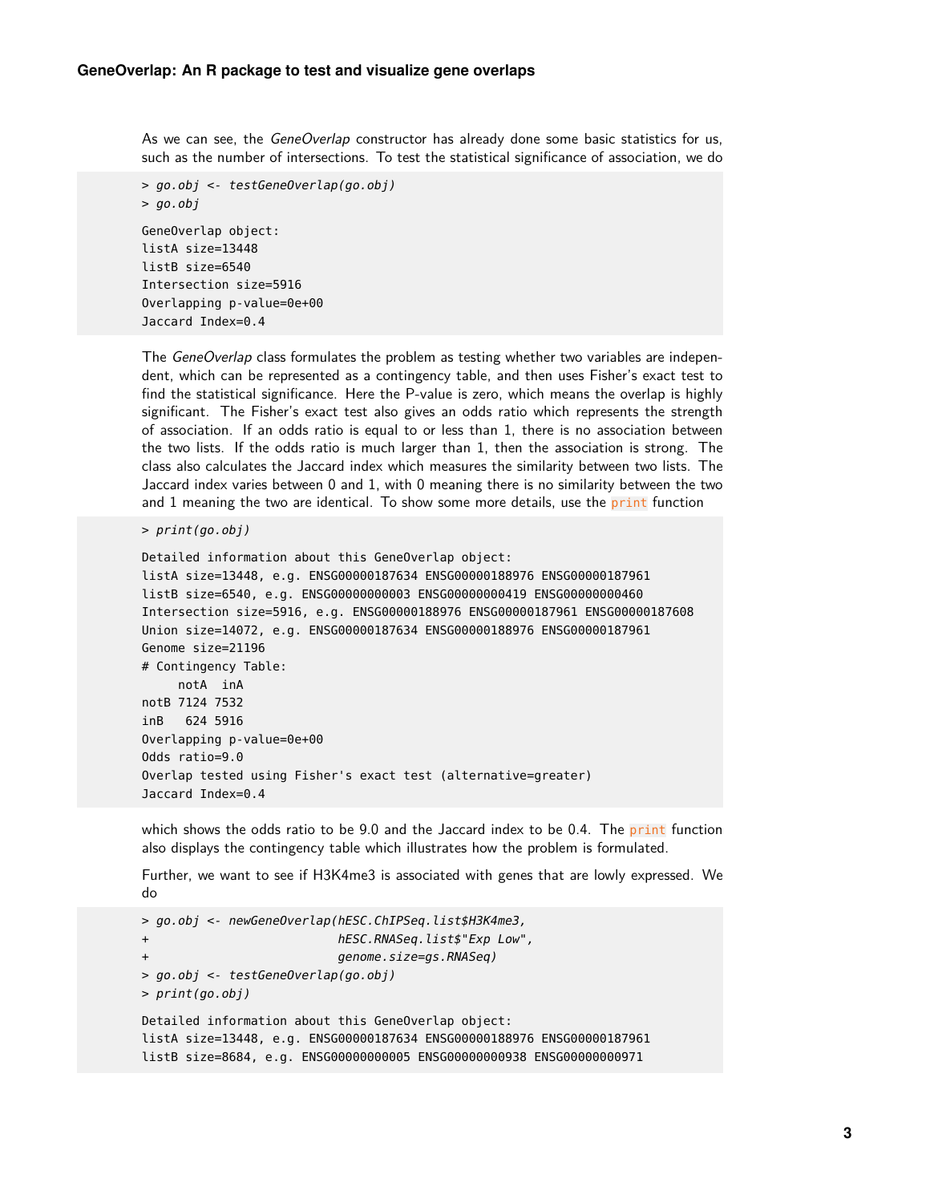As we can see, the *GeneOverlap* constructor has already done some basic statistics for us, such as the number of intersections. To test the statistical significance of association, we do

```
> go.obj <- testGeneOverlap(go.obj)
> go.obj

GeneOverlap object:
listA size=13448
listB size=6540
Intersection size=5916
Overlapping p-value=0e+00
Jaccard Index=0.4
```

The *GeneOverlap* class formulates the problem as testing whether two variables are independent, which can be represented as a contingency table, and then uses Fisher's exact test to find the statistical significance. Here the P-value is zero, which means the overlap is highly significant. The Fisher's exact test also gives an odds ratio which represents the strength of association. If an odds ratio is equal to or less than 1, there is no association between the two lists. If the odds ratio is much larger than 1, then the association is strong. The class also calculates the Jaccard index which measures the similarity between two lists. The Jaccard index varies between 0 and 1, with 0 meaning there is no similarity between the two and 1 meaning the two are identical. To show some more details, use the `print` function

```
> print(go.obj)

Detailed information about this GeneOverlap object:
listA size=13448, e.g. ENSG00000187634 ENSG00000188976 ENSG00000187961
listB size=6540, e.g. ENSG00000000003 ENSG00000000419 ENSG00000000460
Intersection size=5916, e.g. ENSG00000188976 ENSG00000187961 ENSG00000187608
Union size=14072, e.g. ENSG00000187634 ENSG00000188976 ENSG00000187961
Genome size=21196
# Contingency Table:
     notA  inA
notB 7124 7532
inB   624 5916
Overlapping p-value=0e+00
Odds ratio=9.0
Overlap tested using Fisher's exact test (alternative=greater)
Jaccard Index=0.4
```

which shows the odds ratio to be 9.0 and the Jaccard index to be 0.4. The `print` function also displays the contingency table which illustrates how the problem is formulated.

Further, we want to see if H3K4me3 is associated with genes that are lowly expressed. We do

```
> go.obj <- newGeneOverlap(hESC.ChIPSeq.list$H3K4me3,
+                          hESC.RNASeq.list$"Exp Low",
+                          genome.size=gs.RNASeq)
> go.obj <- testGeneOverlap(go.obj)
> print(go.obj)

Detailed information about this GeneOverlap object:
listA size=13448, e.g. ENSG00000187634 ENSG00000188976 ENSG00000187961
listB size=8684, e.g. ENSG00000000005 ENSG00000000938 ENSG00000000971
```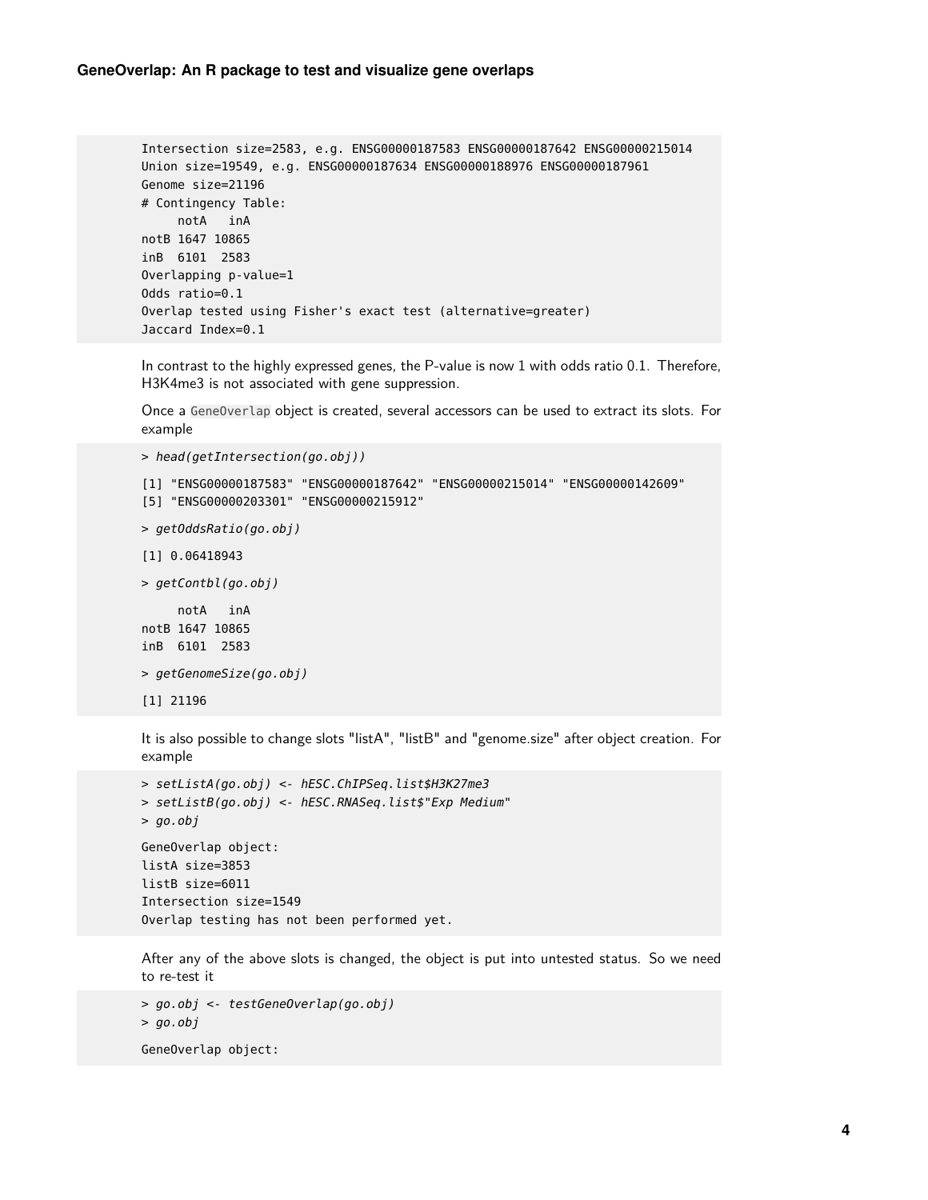```
Intersection size=2583, e.g. ENSG00000187583 ENSG00000187642 ENSG00000215014
Union size=19549, e.g. ENSG00000187634 ENSG00000188976 ENSG00000187961
Genome size=21196
# Contingency Table:
     notA   inA
notB 1647 10865
inB  6101  2583
Overlapping p-value=1
Odds ratio=0.1
Overlap tested using Fisher's exact test (alternative=greater)
Jaccard Index=0.1
```

In contrast to the highly expressed genes, the P-value is now 1 with odds ratio 0.1. Therefore, H3K4me3 is not associated with gene suppression.

Once a `GeneOverlap` object is created, several accessors can be used to extract its slots. For example

```
> head(getIntersection(go.obj))
[1] "ENSG00000187583" "ENSG00000187642" "ENSG00000215014" "ENSG00000142609"
[5] "ENSG00000203301" "ENSG00000215912"
> getOddsRatio(go.obj)
[1] 0.06418943
> getContbl(go.obj)
     notA   inA
notB 1647 10865
inB  6101  2583
> getGenomeSize(go.obj)
[1] 21196
```

It is also possible to change slots "listA", "listB" and "genome.size" after object creation. For example

```
> setListA(go.obj) <- hESC.ChIPSeq.list$H3K27me3
> setListB(go.obj) <- hESC.RNASeq.list$"Exp Medium"
> go.obj
GeneOverlap object:
listA size=3853
listB size=6011
Intersection size=1549
Overlap testing has not been performed yet.
```

After any of the above slots is changed, the object is put into untested status. So we need to re-test it

```
> go.obj <- testGeneOverlap(go.obj)
> go.obj
GeneOverlap object:
```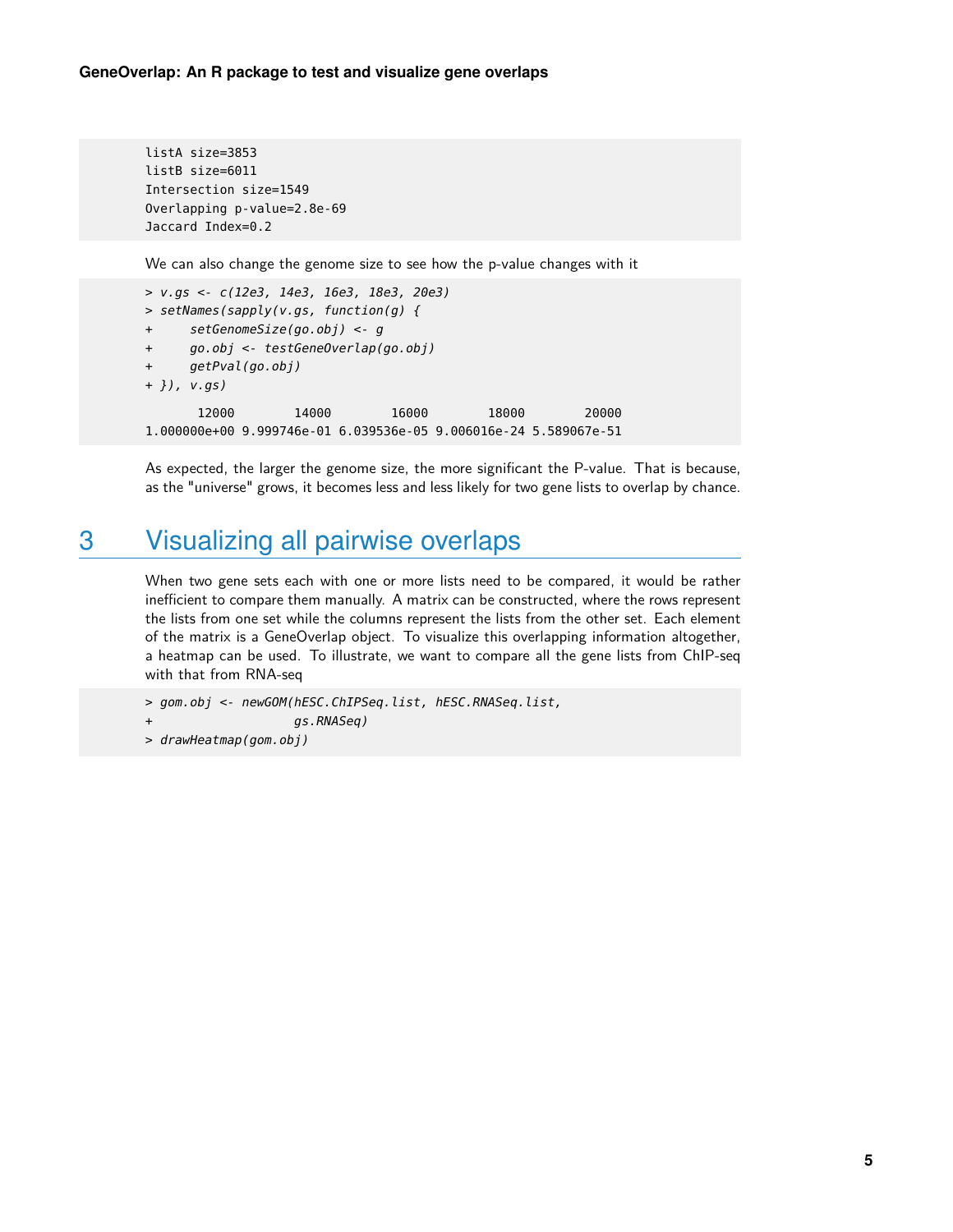```
listA size=3853
listB size=6011
Intersection size=1549
Overlapping p-value=2.8e-69
Jaccard Index=0.2
```

We can also change the genome size to see how the p-value changes with it

```
> v.gs <- c(12e3, 14e3, 16e3, 18e3, 20e3)
> setNames(sapply(v.gs, function(g) {
+     setGenomeSize(go.obj) <- g
+     go.obj <- testGeneOverlap(go.obj)
+     getPval(go.obj)
+ }), v.gs)

       12000        14000        16000        18000        20000 
1.000000e+00 9.999746e-01 6.039536e-05 9.006016e-24 5.589067e-51 
```

As expected, the larger the genome size, the more significant the P-value. That is because, as the "universe" grows, it becomes less and less likely for two gene lists to overlap by chance.

# 3 Visualizing all pairwise overlaps

When two gene sets each with one or more lists need to be compared, it would be rather inefficient to compare them manually. A matrix can be constructed, where the rows represent the lists from one set while the columns represent the lists from the other set. Each element of the matrix is a GeneOverlap object. To visualize this overlapping information altogether, a heatmap can be used. To illustrate, we want to compare all the gene lists from ChIP-seq with that from RNA-seq

```
> gom.obj <- newGOM(hESC.ChIPSeq.list, hESC.RNASeq.list,
+                   gs.RNASeq)
> drawHeatmap(gom.obj)
```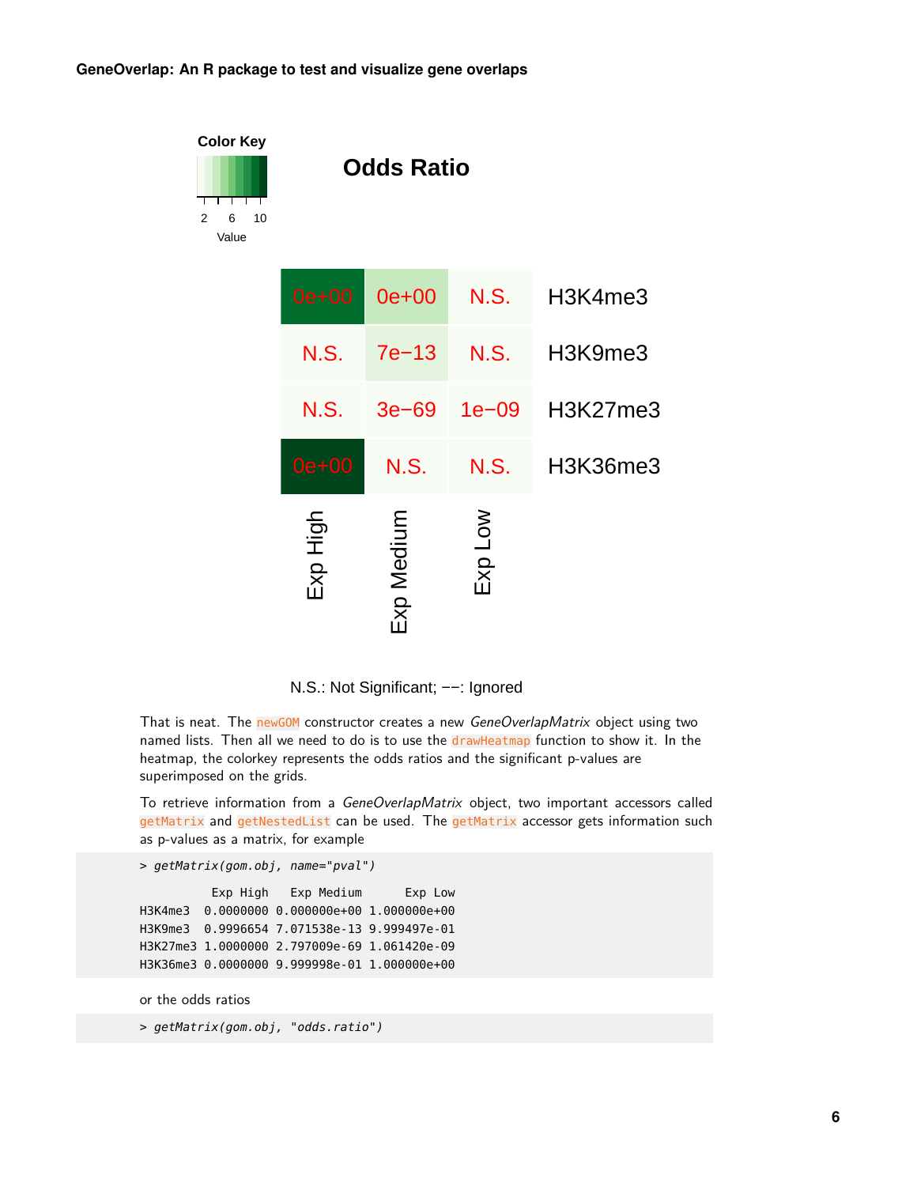Color Key

Odds Ratio

| | Exp High | Exp Medium | Exp Low |
|---|---|---|---|
| H3K4me3 | 0e+00 | 0e+00 | N.S. |
| H3K9me3 | N.S. | 7e−13 | N.S. |
| H3K27me3 | N.S. | 3e−69 | 1e−09 |
| H3K36me3 | 0e+00 | N.S. | N.S. |

N.S.: Not Significant; −−: Ignored

That is neat. The `newGOM` constructor creates a new *GeneOverlapMatrix* object using two named lists. Then all we need to do is to use the `drawHeatmap` function to show it. In the heatmap, the colorkey represents the odds ratios and the significant p-values are superimposed on the grids.

To retrieve information from a *GeneOverlapMatrix* object, two important accessors called `getMatrix` and `getNestedList` can be used. The `getMatrix` accessor gets information such as p-values as a matrix, for example

```
> getMatrix(gom.obj, name="pval")

          Exp High   Exp Medium      Exp Low
H3K4me3  0.0000000 0.000000e+00 1.000000e+00
H3K9me3  0.9996654 7.071538e-13 9.999497e-01
H3K27me3 1.0000000 2.797009e-69 1.061420e-09
H3K36me3 0.0000000 9.999998e-01 1.000000e+00
```

or the odds ratios

```
> getMatrix(gom.obj, "odds.ratio")
```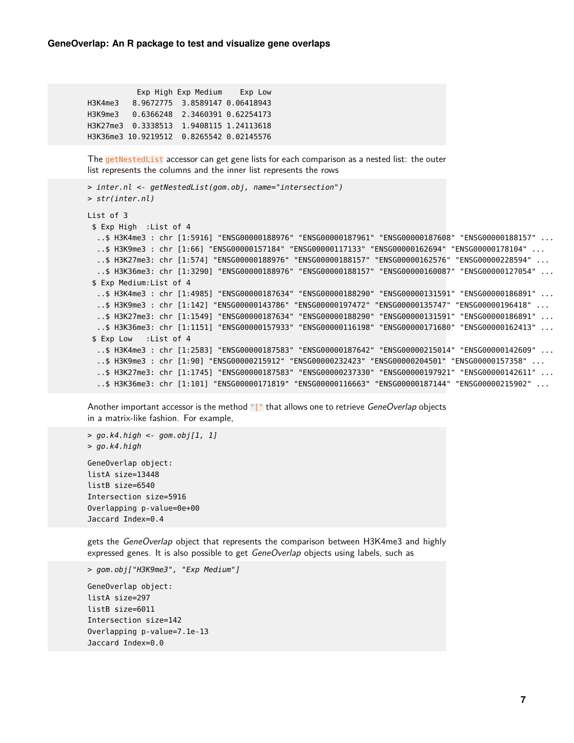```
           Exp High Exp Medium    Exp Low
H3K4me3   8.9672775  3.8589147 0.06418943
H3K9me3   0.6366248  2.3460391 0.62254173
H3K27me3  0.3338513  1.9408115 1.24113618
H3K36me3 10.9219512  0.8265542 0.02145576
```

The `getNestedList` accessor can get gene lists for each comparison as a nested list: the outer list represents the columns and the inner list represents the rows

```
> inter.nl <- getNestedList(gom.obj, name="intersection")
> str(inter.nl)

List of 3
 $ Exp High  :List of 4
  ..$ H3K4me3 : chr [1:5916] "ENSG00000188976" "ENSG00000187961" "ENSG00000187608" "ENSG00000188157" ...
  ..$ H3K9me3 : chr [1:66] "ENSG00000157184" "ENSG00000117133" "ENSG00000162694" "ENSG00000178104" ...
  ..$ H3K27me3: chr [1:574] "ENSG00000188976" "ENSG00000188157" "ENSG00000162576" "ENSG00000228594" ...
  ..$ H3K36me3: chr [1:3290] "ENSG00000188976" "ENSG00000188157" "ENSG00000160087" "ENSG00000127054" ...
 $ Exp Medium:List of 4
  ..$ H3K4me3 : chr [1:4985] "ENSG00000187634" "ENSG00000188290" "ENSG00000131591" "ENSG00000186891" ...
  ..$ H3K9me3 : chr [1:142] "ENSG00000143786" "ENSG00000197472" "ENSG00000135747" "ENSG00000196418" ...
  ..$ H3K27me3: chr [1:1549] "ENSG00000187634" "ENSG00000188290" "ENSG00000131591" "ENSG00000186891" ...
  ..$ H3K36me3: chr [1:1151] "ENSG00000157933" "ENSG00000116198" "ENSG00000171680" "ENSG00000162413" ...
 $ Exp Low   :List of 4
  ..$ H3K4me3 : chr [1:2583] "ENSG00000187583" "ENSG00000187642" "ENSG00000215014" "ENSG00000142609" ...
  ..$ H3K9me3 : chr [1:90] "ENSG00000215912" "ENSG00000232423" "ENSG00000204501" "ENSG00000157358" ...
  ..$ H3K27me3: chr [1:1745] "ENSG00000187583" "ENSG00000237330" "ENSG00000197921" "ENSG00000142611" ...
  ..$ H3K36me3: chr [1:101] "ENSG00000171819" "ENSG00000116663" "ENSG00000187144" "ENSG00000215902" ...
```

Another important accessor is the method `"["` that allows one to retrieve *GeneOverlap* objects in a matrix-like fashion. For example,

```
> go.k4.high <- gom.obj[1, 1]
> go.k4.high

GeneOverlap object:
listA size=13448
listB size=6540
Intersection size=5916
Overlapping p-value=0e+00
Jaccard Index=0.4
```

gets the *GeneOverlap* object that represents the comparison between H3K4me3 and highly expressed genes. It is also possible to get *GeneOverlap* objects using labels, such as

```
> gom.obj["H3K9me3", "Exp Medium"]

GeneOverlap object:
listA size=297
listB size=6011
Intersection size=142
Overlapping p-value=7.1e-13
Jaccard Index=0.0
```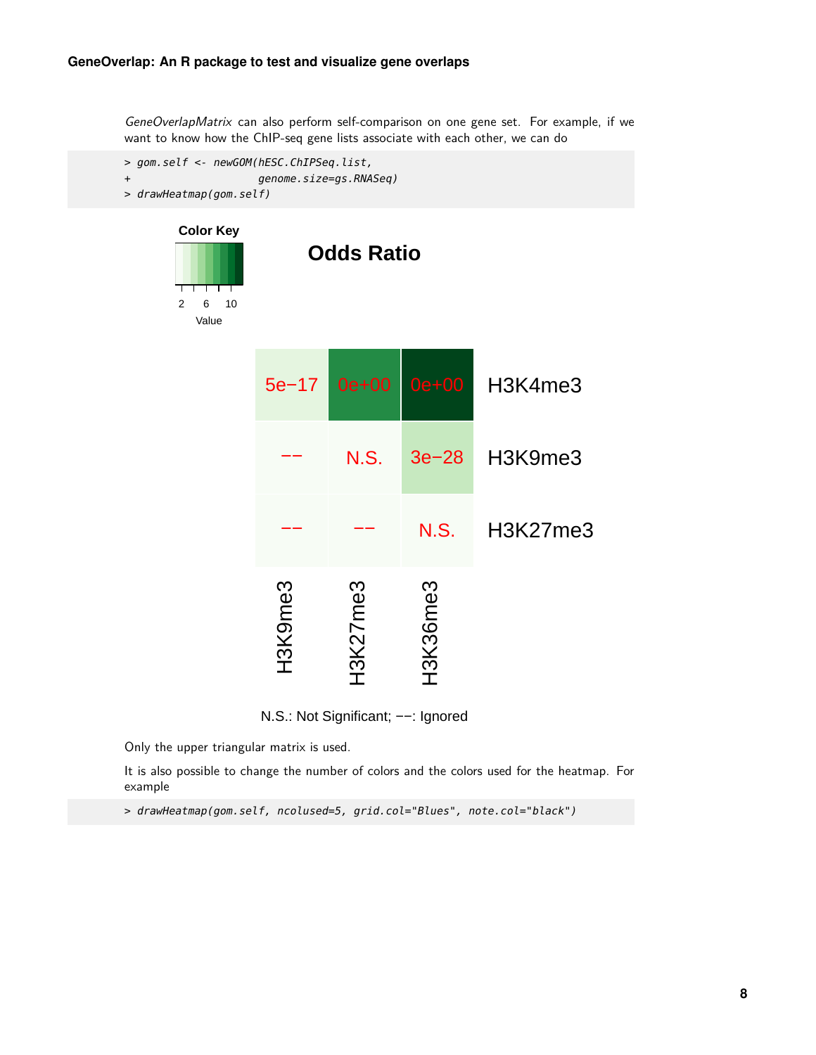*GeneOverlapMatrix* can also perform self-comparison on one gene set. For example, if we want to know how the ChIP-seq gene lists associate with each other, we can do

```
> gom.self <- newGOM(hESC.ChIPSeq.list,
+                    genome.size=gs.RNASeq)
> drawHeatmap(gom.self)
```

Color Key

2 6 10

Value

**Odds Ratio**

| | H3K9me3 | H3K27me3 | H3K36me3 |
|---|---|---|---|
| H3K4me3 | 5e−17 | 0e+00 | 0e+00 |
| H3K9me3 | −− | N.S. | 3e−28 |
| H3K27me3 | −− | −− | N.S. |

N.S.: Not Significant; −−: Ignored

Only the upper triangular matrix is used.

It is also possible to change the number of colors and the colors used for the heatmap. For example

```
> drawHeatmap(gom.self, ncolused=5, grid.col="Blues", note.col="black")
```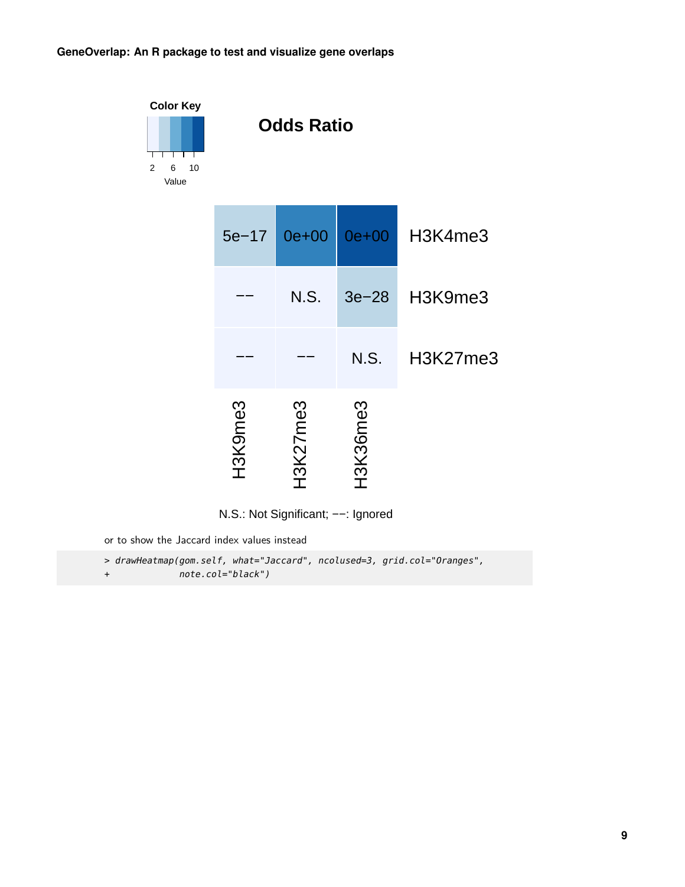**Odds Ratio**

Color Key

2 6 10

Value

| | H3K9me3 | H3K27me3 | H3K36me3 |
|---|---|---|---|
| H3K4me3 | 5e−17 | 0e+00 | 0e+00 |
| H3K9me3 | −− | N.S. | 3e−28 |
| H3K27me3 | −− | −− | N.S. |

N.S.: Not Significant; −−: Ignored

or to show the Jaccard index values instead

```
> drawHeatmap(gom.self, what="Jaccard", ncolused=3, grid.col="Oranges",
+             note.col="black")
```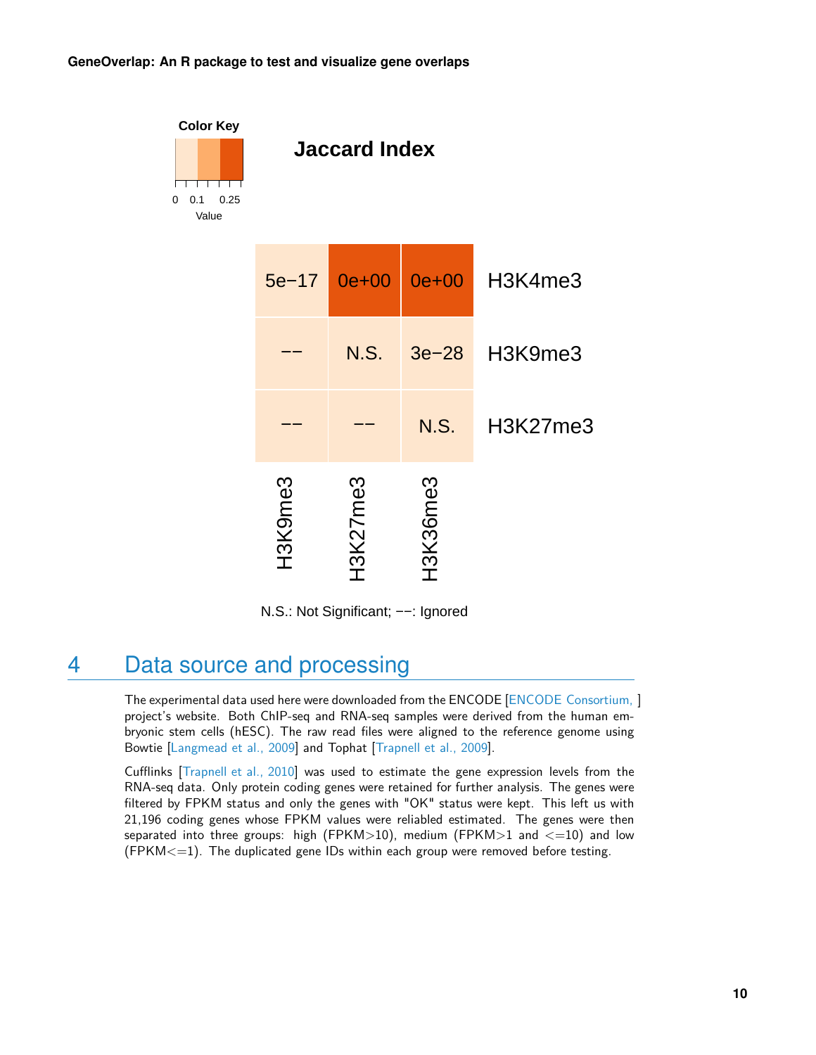**Color Key**

0 0.1 0.25

Value

**Jaccard Index**

| | H3K9me3 | H3K27me3 | H3K36me3 |
|---|---|---|---|
| H3K4me3 | 5e−17 | 0e+00 | 0e+00 |
| H3K9me3 | −− | N.S. | 3e−28 |
| H3K27me3 | −− | −− | N.S. |

N.S.: Not Significant; −−: Ignored

## 4 Data source and processing

The experimental data used here were downloaded from the ENCODE [ENCODE Consortium, ] project's website. Both ChIP-seq and RNA-seq samples were derived from the human embryonic stem cells (hESC). The raw read files were aligned to the reference genome using Bowtie [Langmead et al., 2009] and Tophat [Trapnell et al., 2009].

Cufflinks [Trapnell et al., 2010] was used to estimate the gene expression levels from the RNA-seq data. Only protein coding genes were retained for further analysis. The genes were filtered by FPKM status and only the genes with "OK" status were kept. This left us with 21,196 coding genes whose FPKM values were reliabled estimated. The genes were then separated into three groups: high (FPKM>10), medium (FPKM>1 and <=10) and low (FPKM<=1). The duplicated gene IDs within each group were removed before testing.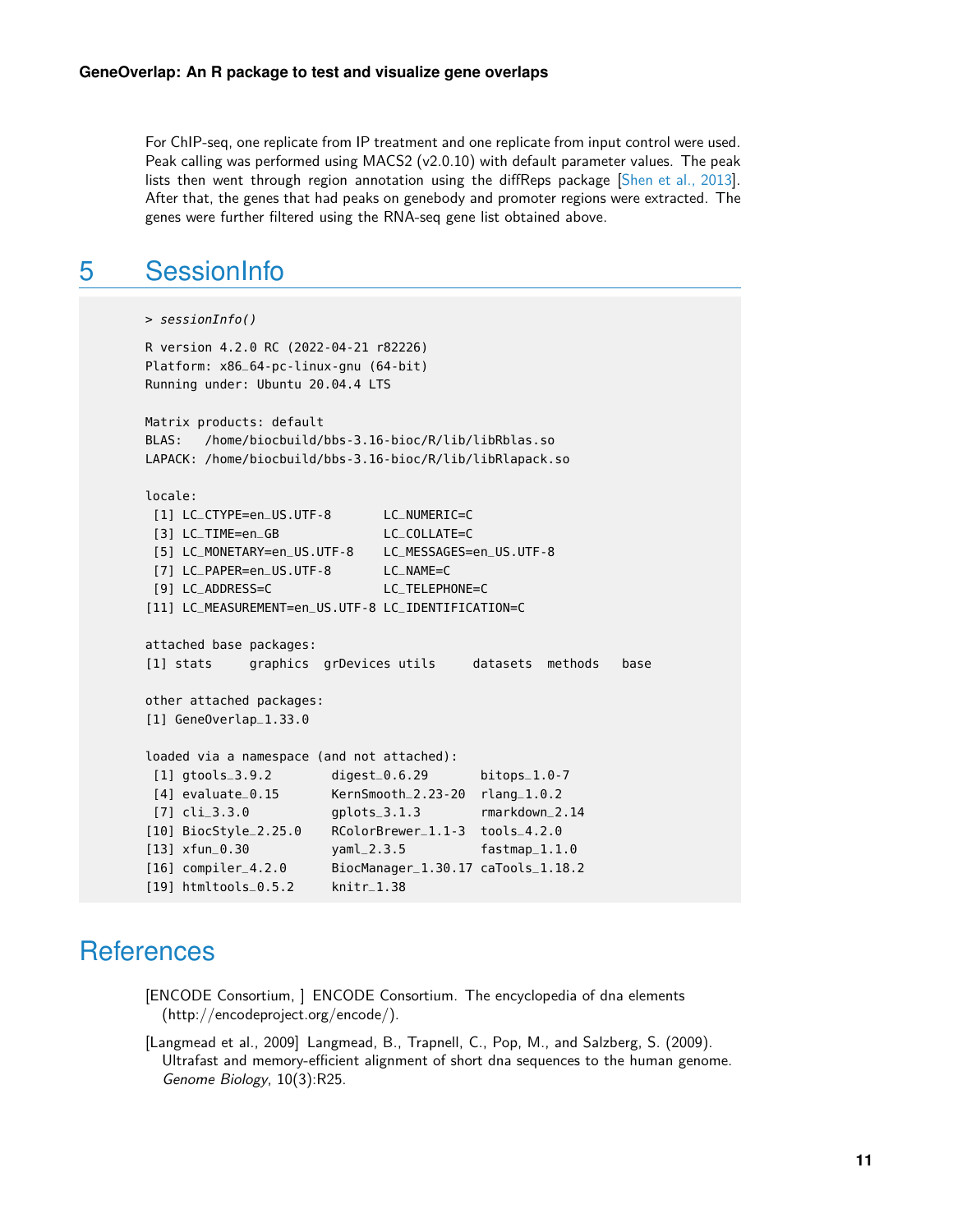For ChIP-seq, one replicate from IP treatment and one replicate from input control were used. Peak calling was performed using MACS2 (v2.0.10) with default parameter values. The peak lists then went through region annotation using the diffReps package [Shen et al., 2013]. After that, the genes that had peaks on genebody and promoter regions were extracted. The genes were further filtered using the RNA-seq gene list obtained above.

# 5 SessionInfo

```
> sessionInfo()

R version 4.2.0 RC (2022-04-21 r82226)
Platform: x86_64-pc-linux-gnu (64-bit)
Running under: Ubuntu 20.04.4 LTS

Matrix products: default
BLAS:   /home/biocbuild/bbs-3.16-bioc/R/lib/libRblas.so
LAPACK: /home/biocbuild/bbs-3.16-bioc/R/lib/libRlapack.so

locale:
 [1] LC_CTYPE=en_US.UTF-8       LC_NUMERIC=C
 [3] LC_TIME=en_GB              LC_COLLATE=C
 [5] LC_MONETARY=en_US.UTF-8    LC_MESSAGES=en_US.UTF-8
 [7] LC_PAPER=en_US.UTF-8       LC_NAME=C
 [9] LC_ADDRESS=C               LC_TELEPHONE=C
[11] LC_MEASUREMENT=en_US.UTF-8 LC_IDENTIFICATION=C

attached base packages:
[1] stats     graphics  grDevices utils     datasets  methods   base

other attached packages:
[1] GeneOverlap_1.33.0

loaded via a namespace (and not attached):
 [1] gtools_3.9.2        digest_0.6.29       bitops_1.0-7
 [4] evaluate_0.15       KernSmooth_2.23-20  rlang_1.0.2
 [7] cli_3.3.0           gplots_3.1.3        rmarkdown_2.14
[10] BiocStyle_2.25.0    RColorBrewer_1.1-3  tools_4.2.0
[13] xfun_0.30           yaml_2.3.5          fastmap_1.1.0
[16] compiler_4.2.0      BiocManager_1.30.17 caTools_1.18.2
[19] htmltools_0.5.2     knitr_1.38
```

# References

[ENCODE Consortium, ] ENCODE Consortium. The encyclopedia of dna elements (http://encodeproject.org/encode/).

[Langmead et al., 2009] Langmead, B., Trapnell, C., Pop, M., and Salzberg, S. (2009). Ultrafast and memory-efficient alignment of short dna sequences to the human genome. *Genome Biology*, 10(3):R25.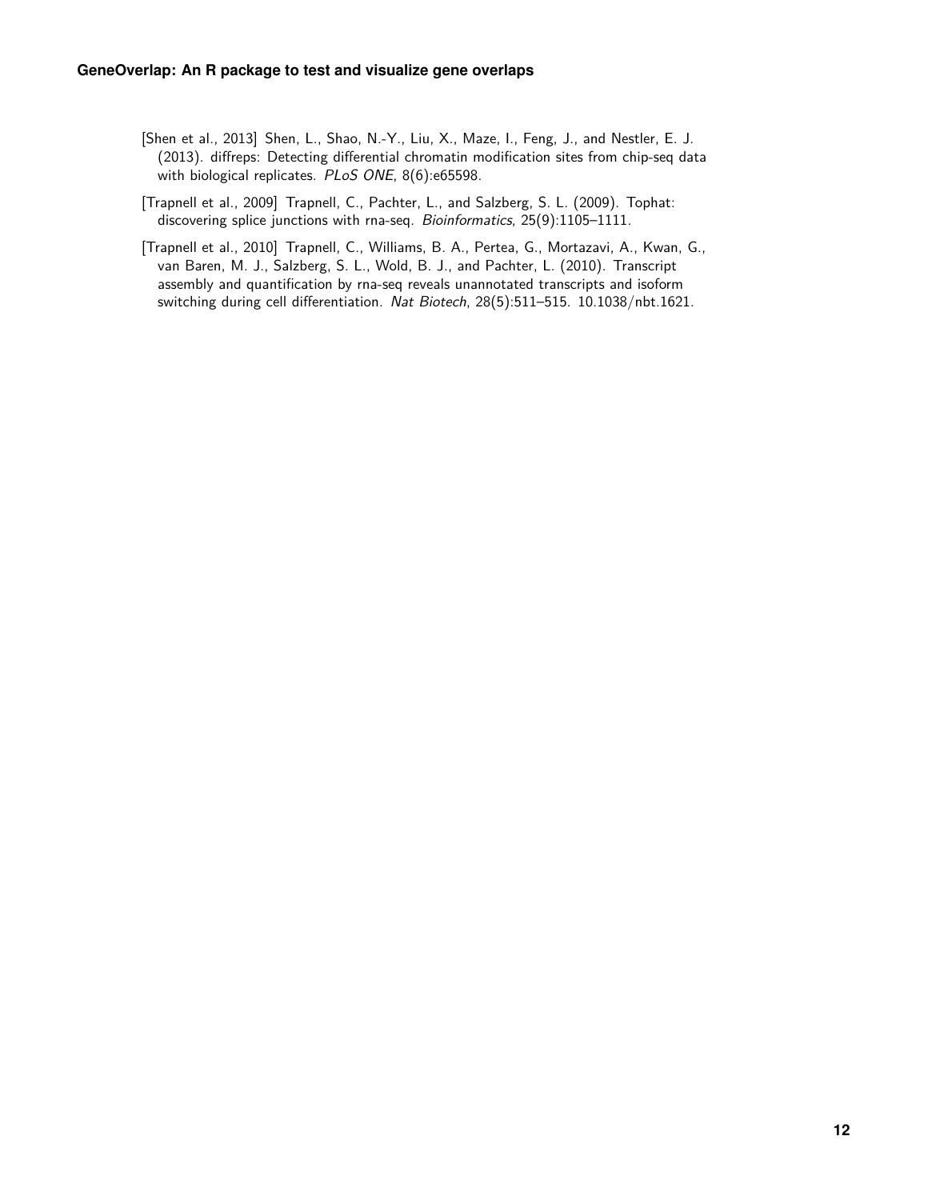[Shen et al., 2013] Shen, L., Shao, N.-Y., Liu, X., Maze, I., Feng, J., and Nestler, E. J. (2013). diffreps: Detecting differential chromatin modification sites from chip-seq data with biological replicates. *PLoS ONE*, 8(6):e65598.

[Trapnell et al., 2009] Trapnell, C., Pachter, L., and Salzberg, S. L. (2009). Tophat: discovering splice junctions with rna-seq. *Bioinformatics*, 25(9):1105–1111.

[Trapnell et al., 2010] Trapnell, C., Williams, B. A., Pertea, G., Mortazavi, A., Kwan, G., van Baren, M. J., Salzberg, S. L., Wold, B. J., and Pachter, L. (2010). Transcript assembly and quantification by rna-seq reveals unannotated transcripts and isoform switching during cell differentiation. *Nat Biotech*, 28(5):511–515. 10.1038/nbt.1621.